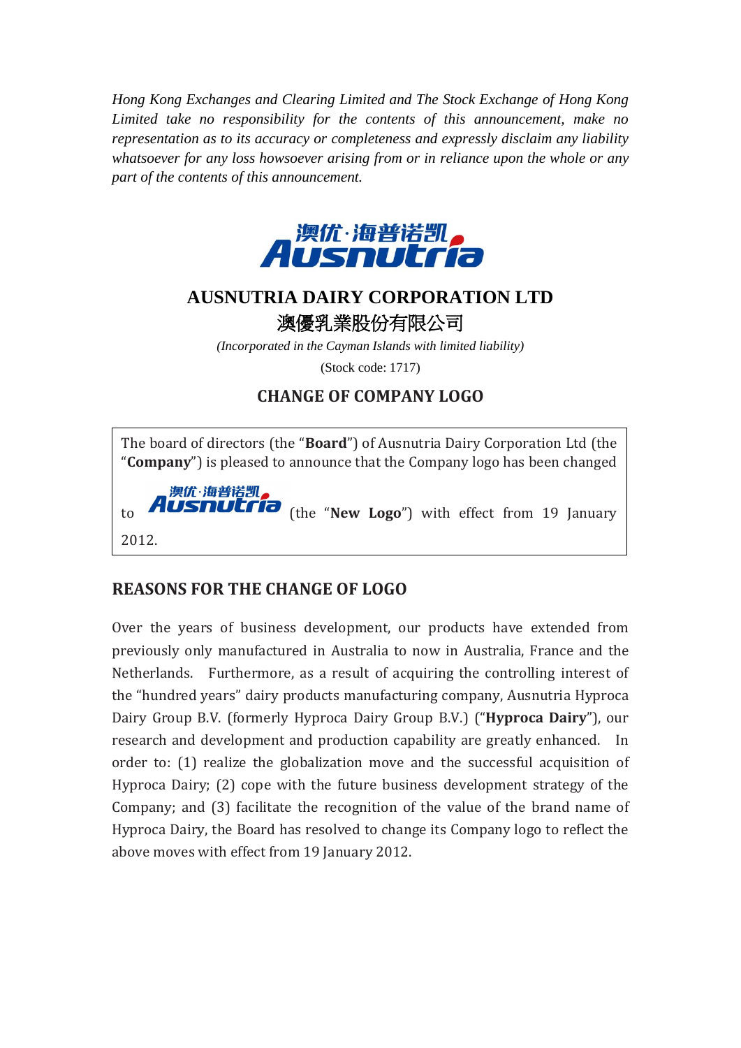*Hong Kong Exchanges and Clearing Limited and The Stock Exchange of Hong Kong Limited take no responsibility for the contents of this announcement, make no representation as to its accuracy or completeness and expressly disclaim any liability whatsoever for any loss howsoever arising from or in reliance upon the whole or any part of the contents of this announcement.*

# AUSNUTRIA DAIRY CORPORATION LTD

# 澳優乳業股份有限公司

*(Incorporated in the Cayman Islands with limited liability)*

(Stock code: 1717)

## CHANGE OF COMPANY LOGO

The board of directors (the "**Board**") of Ausnutria Dairy Corporation Ltd (the "**Company**") is pleased to announce that the Company logo has been changed to 澳优·海普诺凯 Ausnutria (the "**New Logo**") with effect from 19 January 2012.

## REASONS FOR THE CHANGE OF LOGO

Over the years of business development, our products have extended from previously only manufactured in Australia to now in Australia, France and the Netherlands. Furthermore, as a result of acquiring the controlling interest of the "hundred years" dairy products manufacturing company, Ausnutria Hyproca Dairy Group B.V. (formerly Hyproca Dairy Group B.V.) ("**Hyproca Dairy**"), our research and development and production capability are greatly enhanced. In order to: (1) realize the globalization move and the successful acquisition of Hyproca Dairy; (2) cope with the future business development strategy of the Company; and (3) facilitate the recognition of the value of the brand name of Hyproca Dairy, the Board has resolved to change its Company logo to reflect the above moves with effect from 19 January 2012.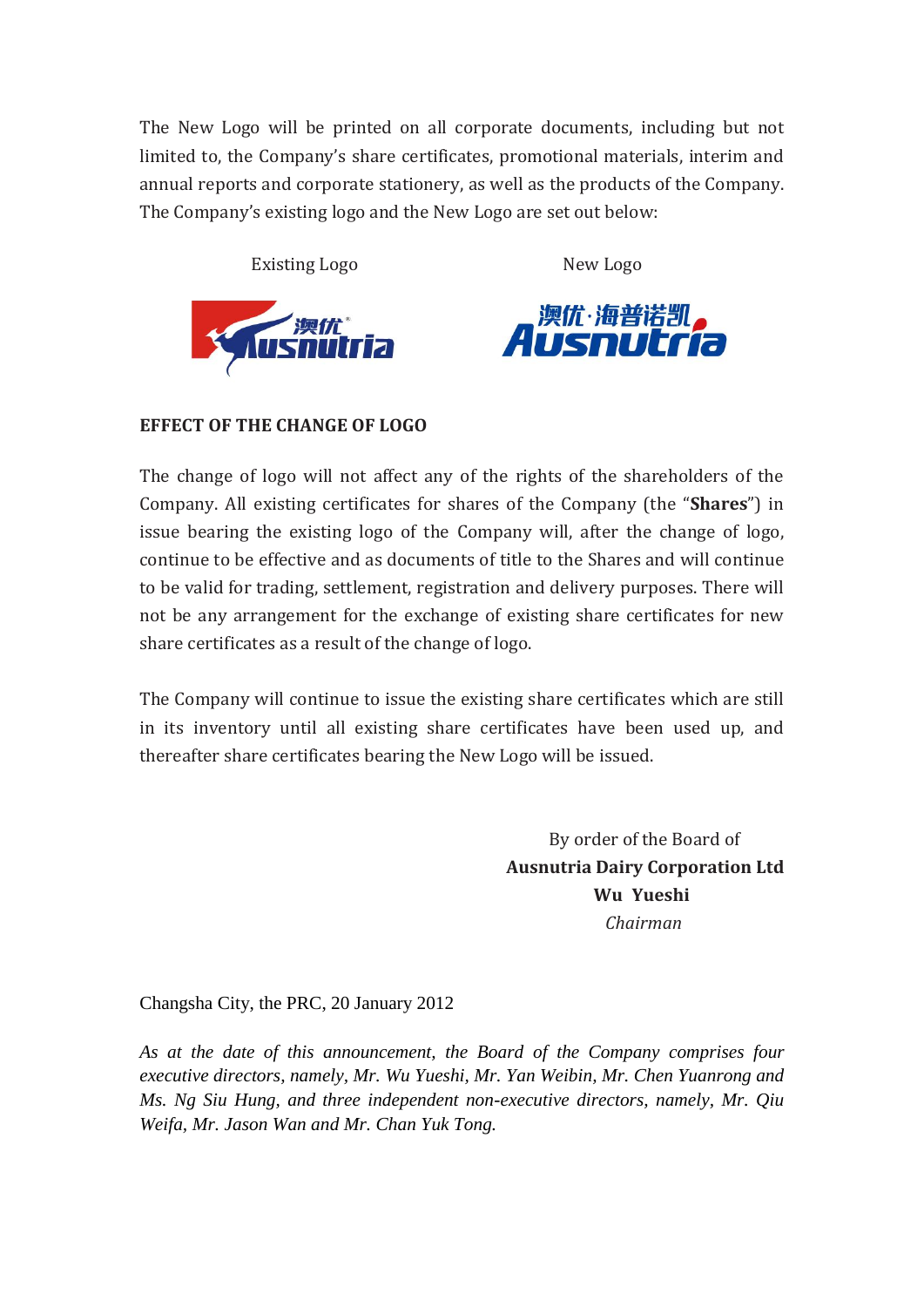The New Logo will be printed on all corporate documents, including but not limited to, the Company's share certificates, promotional materials, interim and annual reports and corporate stationery, as well as the products of the Company. The Company's existing logo and the New Logo are set out below:

Existing Logo

澳优 Ausnutria

New Logo

澳优·海普诺凯 Ausnutria

**EFFECT OF THE CHANGE OF LOGO**

The change of logo will not affect any of the rights of the shareholders of the Company. All existing certificates for shares of the Company (the "**Shares**") in issue bearing the existing logo of the Company will, after the change of logo, continue to be effective and as documents of title to the Shares and will continue to be valid for trading, settlement, registration and delivery purposes. There will not be any arrangement for the exchange of existing share certificates for new share certificates as a result of the change of logo.

The Company will continue to issue the existing share certificates which are still in its inventory until all existing share certificates have been used up, and thereafter share certificates bearing the New Logo will be issued.

By order of the Board of
**Ausnutria Dairy Corporation Ltd**
**Wu Yueshi**
*Chairman*

Changsha City, the PRC, 20 January 2012

*As at the date of this announcement, the Board of the Company comprises four executive directors, namely, Mr. Wu Yueshi, Mr. Yan Weibin, Mr. Chen Yuanrong and Ms. Ng Siu Hung, and three independent non-executive directors, namely, Mr. Qiu Weifa, Mr. Jason Wan and Mr. Chan Yuk Tong.*